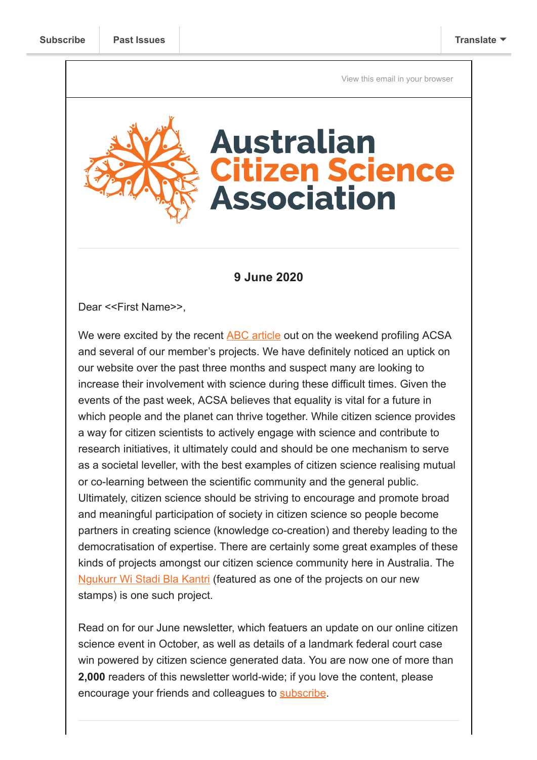Subscribe | Past Issues | Translate

View this email in your browser

# Australian Citizen Science Association

**9 June 2020**

Dear <<First Name>>,

We were excited by the recent ABC article out on the weekend profiling ACSA and several of our member's projects. We have definitely noticed an uptick on our website over the past three months and suspect many are looking to increase their involvement with science during these difficult times. Given the events of the past week, ACSA believes that equality is vital for a future in which people and the planet can thrive together. While citizen science provides a way for citizen scientists to actively engage with science and contribute to research initiatives, it ultimately could and should be one mechanism to serve as a societal leveller, with the best examples of citizen science realising mutual or co-learning between the scientific community and the general public. Ultimately, citizen science should be striving to encourage and promote broad and meaningful participation of society in citizen science so people become partners in creating science (knowledge co-creation) and thereby leading to the democratisation of expertise. There are certainly some great examples of these kinds of projects amongst our citizen science community here in Australia. The Ngukurr Wi Stadi Bla Kantri (featured as one of the projects on our new stamps) is one such project.

Read on for our June newsletter, which featuers an update on our online citizen science event in October, as well as details of a landmark federal court case win powered by citizen science generated data. You are now one of more than **2,000** readers of this newsletter world-wide; if you love the content, please encourage your friends and colleagues to subscribe.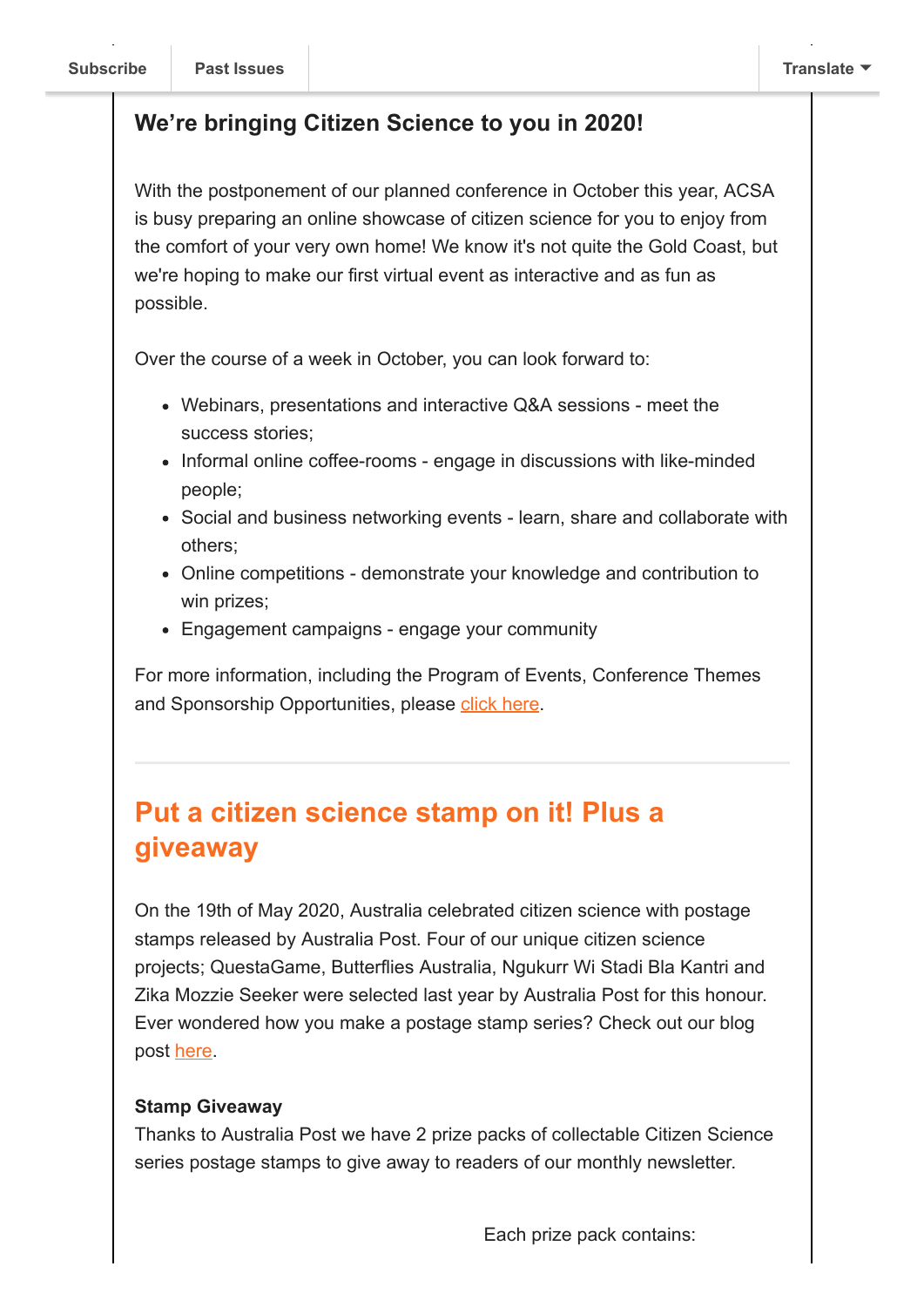Subscribe | Past Issues | Translate

### We're bringing Citizen Science to you in 2020!

With the postponement of our planned conference in October this year, ACSA is busy preparing an online showcase of citizen science for you to enjoy from the comfort of your very own home! We know it's not quite the Gold Coast, but we're hoping to make our first virtual event as interactive and as fun as possible.

Over the course of a week in October, you can look forward to:

- Webinars, presentations and interactive Q&A sessions - meet the success stories;
- Informal online coffee-rooms - engage in discussions with like-minded people;
- Social and business networking events - learn, share and collaborate with others;
- Online competitions - demonstrate your knowledge and contribution to win prizes;
- Engagement campaigns - engage your community

For more information, including the Program of Events, Conference Themes and Sponsorship Opportunities, please click here.

---

## Put a citizen science stamp on it! Plus a giveaway

On the 19th of May 2020, Australia celebrated citizen science with postage stamps released by Australia Post. Four of our unique citizen science projects; QuestaGame, Butterflies Australia, Ngukurr Wi Stadi Bla Kantri and Zika Mozzie Seeker were selected last year by Australia Post for this honour. Ever wondered how you make a postage stamp series? Check out our blog post here.

**Stamp Giveaway**
Thanks to Australia Post we have 2 prize packs of collectable Citizen Science series postage stamps to give away to readers of our monthly newsletter.

Each prize pack contains: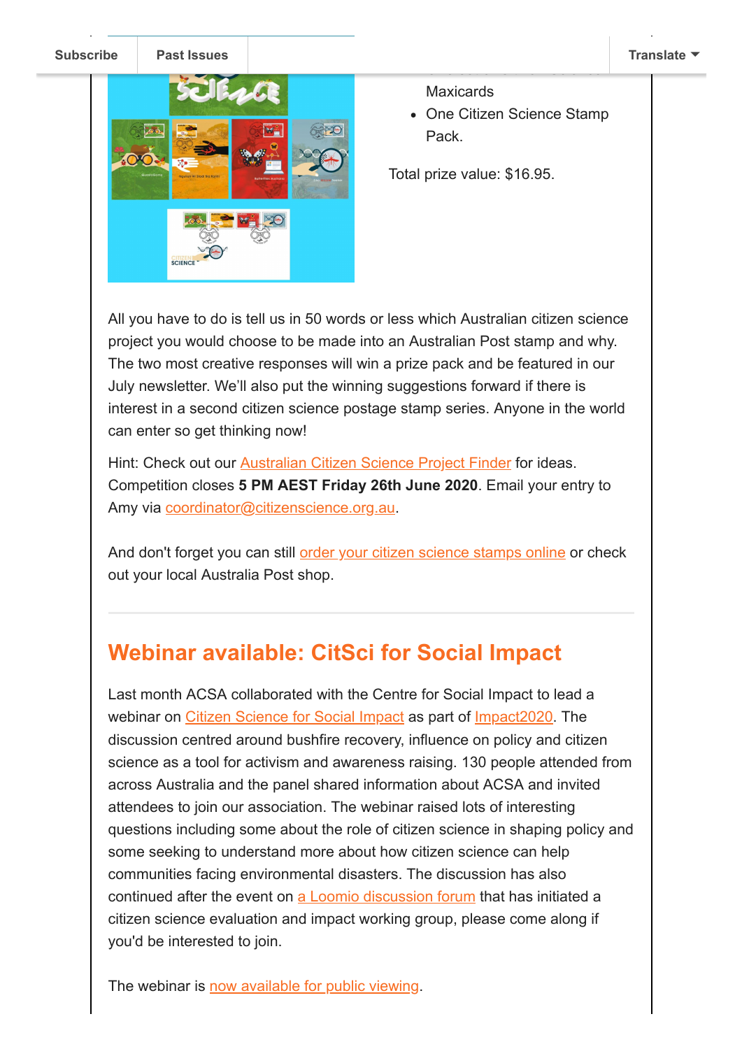Subscribe | Past Issues | Translate

- Maxicards
- One Citizen Science Stamp Pack.

Total prize value: $16.95.

All you have to do is tell us in 50 words or less which Australian citizen science project you would choose to be made into an Australian Post stamp and why. The two most creative responses will win a prize pack and be featured in our July newsletter. We'll also put the winning suggestions forward if there is interest in a second citizen science postage stamp series. Anyone in the world can enter so get thinking now!

Hint: Check out our Australian Citizen Science Project Finder for ideas. Competition closes **5 PM AEST Friday 26th June 2020**. Email your entry to Amy via coordinator@citizenscience.org.au.

And don't forget you can still order your citizen science stamps online or check out your local Australia Post shop.

## Webinar available: CitSci for Social Impact

Last month ACSA collaborated with the Centre for Social Impact to lead a webinar on Citizen Science for Social Impact as part of Impact2020. The discussion centred around bushfire recovery, influence on policy and citizen science as a tool for activism and awareness raising. 130 people attended from across Australia and the panel shared information about ACSA and invited attendees to join our association. The webinar raised lots of interesting questions including some about the role of citizen science in shaping policy and some seeking to understand more about how citizen science can help communities facing environmental disasters. The discussion has also continued after the event on a Loomio discussion forum that has initiated a citizen science evaluation and impact working group, please come along if you'd be interested to join.

The webinar is now available for public viewing.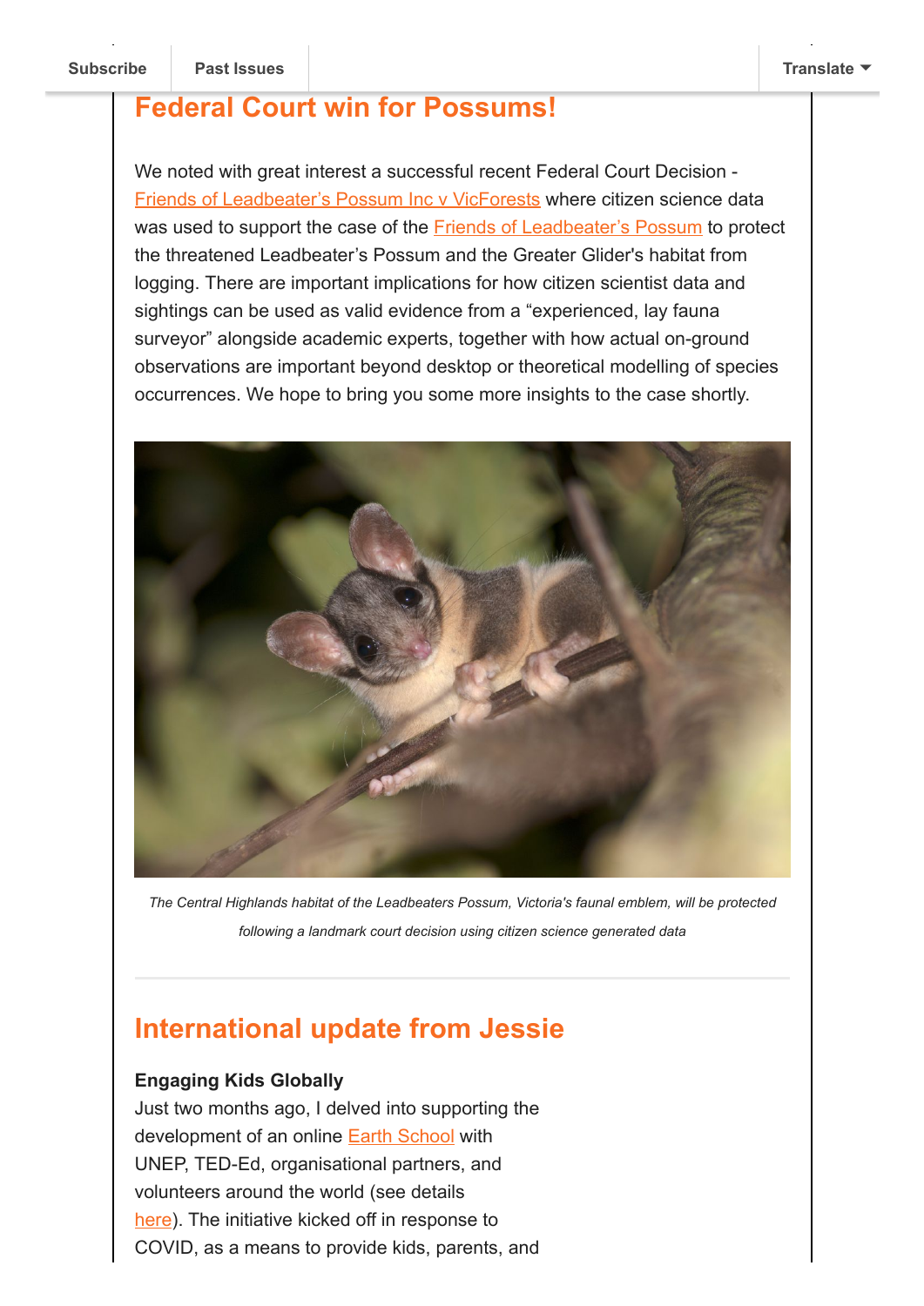## Federal Court win for Possums!

We noted with great interest a successful recent Federal Court Decision - Friends of Leadbeater's Possum Inc v VicForests where citizen science data was used to support the case of the Friends of Leadbeater's Possum to protect the threatened Leadbeater's Possum and the Greater Glider's habitat from logging. There are important implications for how citizen scientist data and sightings can be used as valid evidence from a "experienced, lay fauna surveyor" alongside academic experts, together with how actual on-ground observations are important beyond desktop or theoretical modelling of species occurrences. We hope to bring you some more insights to the case shortly.

*The Central Highlands habitat of the Leadbeaters Possum, Victoria's faunal emblem, will be protected following a landmark court decision using citizen science generated data*

---

## International update from Jessie

**Engaging Kids Globally**

Just two months ago, I delved into supporting the development of an online Earth School with UNEP, TED-Ed, organisational partners, and volunteers around the world (see details here). The initiative kicked off in response to COVID, as a means to provide kids, parents, and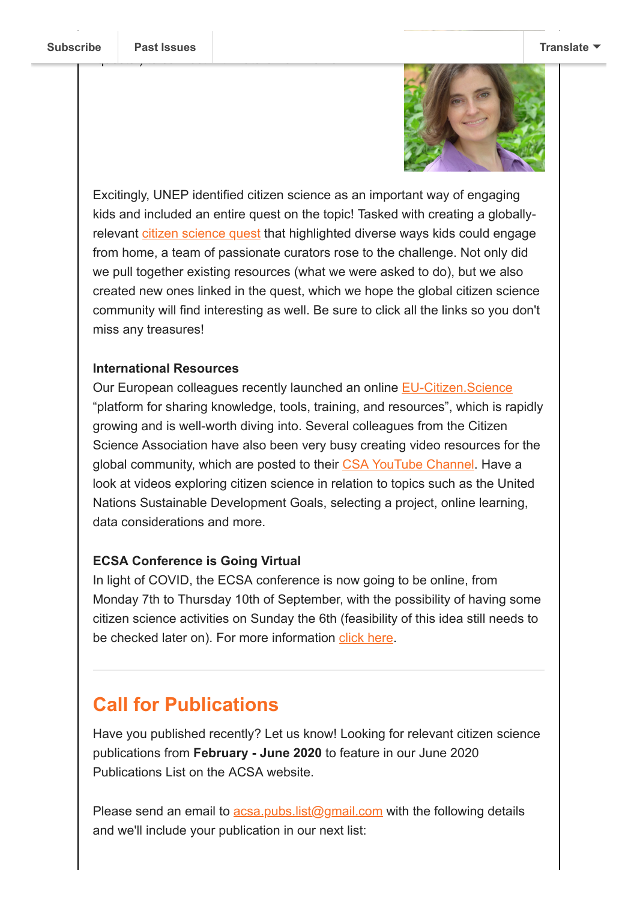Excitingly, UNEP identified citizen science as an important way of engaging kids and included an entire quest on the topic! Tasked with creating a globally-relevant citizen science quest that highlighted diverse ways kids could engage from home, a team of passionate curators rose to the challenge. Not only did we pull together existing resources (what we were asked to do), but we also created new ones linked in the quest, which we hope the global citizen science community will find interesting as well. Be sure to click all the links so you don't miss any treasures!

**International Resources**
Our European colleagues recently launched an online EU-Citizen.Science "platform for sharing knowledge, tools, training, and resources", which is rapidly growing and is well-worth diving into. Several colleagues from the Citizen Science Association have also been very busy creating video resources for the global community, which are posted to their CSA YouTube Channel. Have a look at videos exploring citizen science in relation to topics such as the United Nations Sustainable Development Goals, selecting a project, online learning, data considerations and more.

**ECSA Conference is Going Virtual**
In light of COVID, the ECSA conference is now going to be online, from Monday 7th to Thursday 10th of September, with the possibility of having some citizen science activities on Sunday the 6th (feasibility of this idea still needs to be checked later on). For more information click here.

---

## Call for Publications

Have you published recently? Let us know! Looking for relevant citizen science publications from **February - June 2020** to feature in our June 2020 Publications List on the ACSA website.

Please send an email to acsa.pubs.list@gmail.com with the following details and we'll include your publication in our next list: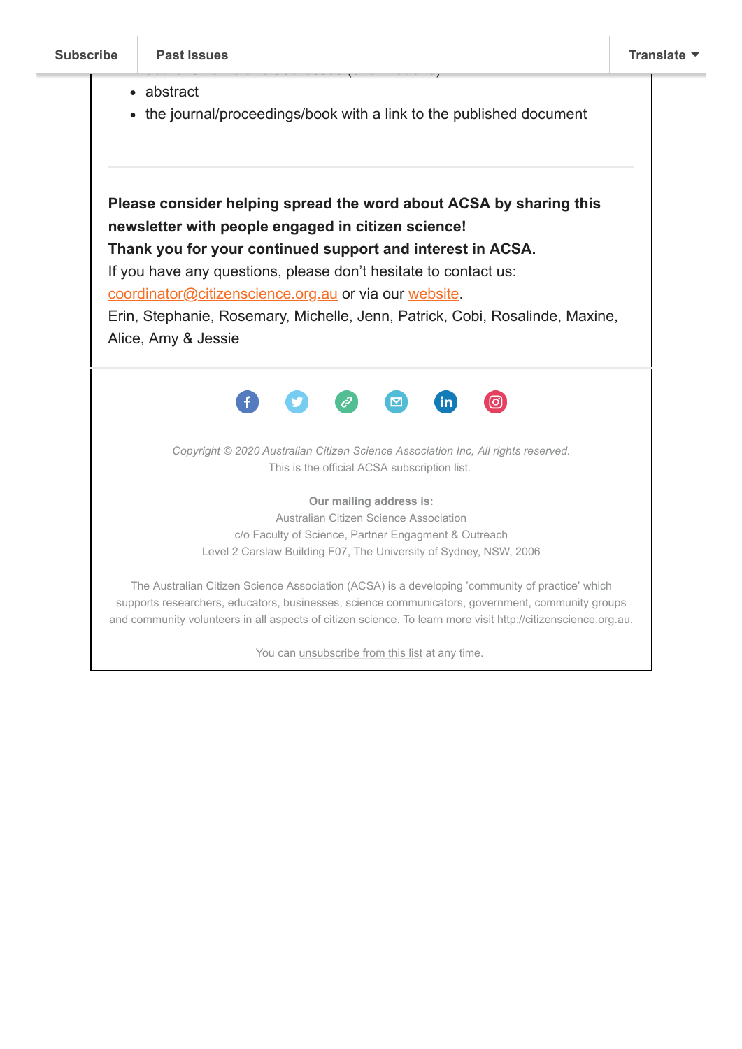- abstract
- the journal/proceedings/book with a link to the published document

---

**Please consider helping spread the word about ACSA by sharing this newsletter with people engaged in citizen science!**
**Thank you for your continued support and interest in ACSA.**
If you have any questions, please don't hesitate to contact us: coordinator@citizenscience.org.au or via our website.
Erin, Stephanie, Rosemary, Michelle, Jenn, Patrick, Cobi, Rosalinde, Maxine, Alice, Amy & Jessie

*Copyright © 2020 Australian Citizen Science Association Inc, All rights reserved.*
This is the official ACSA subscription list.

**Our mailing address is:**
Australian Citizen Science Association
c/o Faculty of Science, Partner Engagment & Outreach
Level 2 Carslaw Building F07, The University of Sydney, NSW, 2006

The Australian Citizen Science Association (ACSA) is a developing 'community of practice' which supports researchers, educators, businesses, science communicators, government, community groups and community volunteers in all aspects of citizen science. To learn more visit http://citizenscience.org.au.

You can unsubscribe from this list at any time.